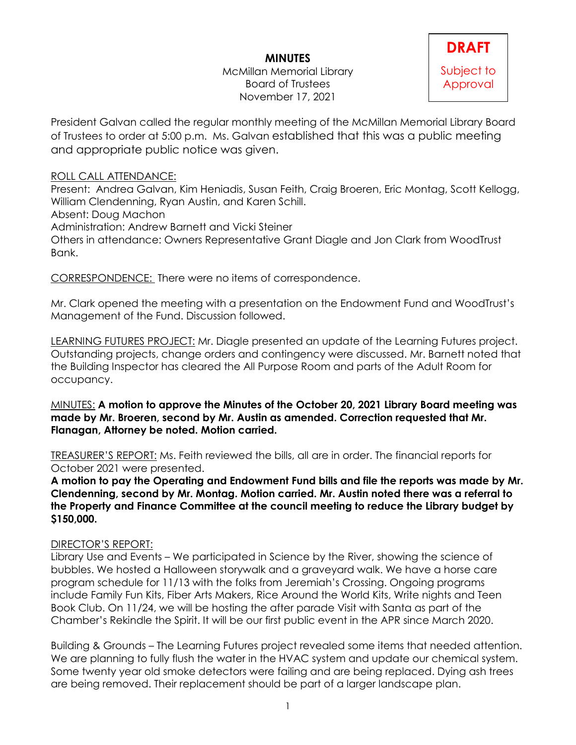# MINUTES

McMillan Memorial Library
Board of Trustees
November 17, 2021

**DRAFT**
Subject to Approval

President Galvan called the regular monthly meeting of the McMillan Memorial Library Board of Trustees to order at 5:00 p.m. Ms. Galvan established that this was a public meeting and appropriate public notice was given.

ROLL CALL ATTENDANCE:
Present: Andrea Galvan, Kim Heniadis, Susan Feith, Craig Broeren, Eric Montag, Scott Kellogg, William Clendenning, Ryan Austin, and Karen Schill.
Absent: Doug Machon
Administration: Andrew Barnett and Vicki Steiner
Others in attendance: Owners Representative Grant Diagle and Jon Clark from WoodTrust Bank.

CORRESPONDENCE: There were no items of correspondence.

Mr. Clark opened the meeting with a presentation on the Endowment Fund and WoodTrust's Management of the Fund. Discussion followed.

LEARNING FUTURES PROJECT: Mr. Diagle presented an update of the Learning Futures project. Outstanding projects, change orders and contingency were discussed. Mr. Barnett noted that the Building Inspector has cleared the All Purpose Room and parts of the Adult Room for occupancy.

MINUTES: **A motion to approve the Minutes of the October 20, 2021 Library Board meeting was made by Mr. Broeren, second by Mr. Austin as amended. Correction requested that Mr. Flanagan, Attorney be noted. Motion carried.**

TREASURER'S REPORT: Ms. Feith reviewed the bills, all are in order. The financial reports for October 2021 were presented.
**A motion to pay the Operating and Endowment Fund bills and file the reports was made by Mr. Clendenning, second by Mr. Montag. Motion carried. Mr. Austin noted there was a referral to the Property and Finance Committee at the council meeting to reduce the Library budget by $150,000.**

DIRECTOR'S REPORT:
Library Use and Events – We participated in Science by the River, showing the science of bubbles. We hosted a Halloween storywalk and a graveyard walk. We have a horse care program schedule for 11/13 with the folks from Jeremiah's Crossing. Ongoing programs include Family Fun Kits, Fiber Arts Makers, Rice Around the World Kits, Write nights and Teen Book Club. On 11/24, we will be hosting the after parade Visit with Santa as part of the Chamber's Rekindle the Spirit. It will be our first public event in the APR since March 2020.

Building & Grounds – The Learning Futures project revealed some items that needed attention. We are planning to fully flush the water in the HVAC system and update our chemical system. Some twenty year old smoke detectors were failing and are being replaced. Dying ash trees are being removed. Their replacement should be part of a larger landscape plan.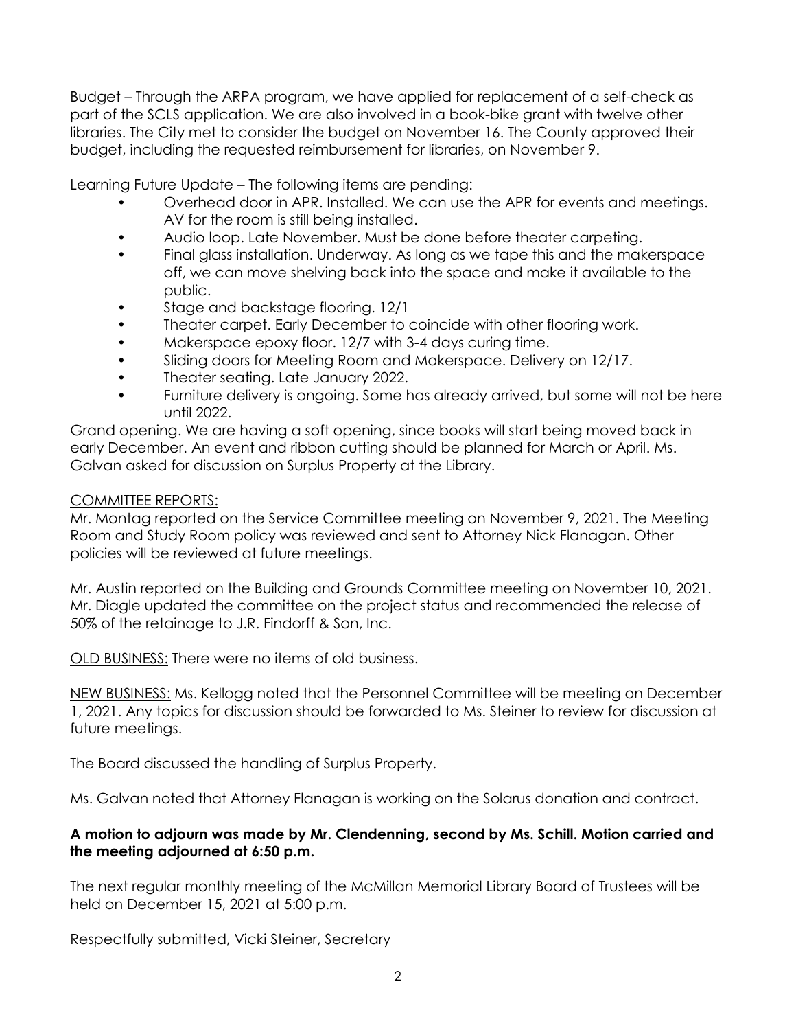Budget – Through the ARPA program, we have applied for replacement of a self-check as part of the SCLS application. We are also involved in a book-bike grant with twelve other libraries. The City met to consider the budget on November 16. The County approved their budget, including the requested reimbursement for libraries, on November 9.

Learning Future Update – The following items are pending:

- Overhead door in APR. Installed. We can use the APR for events and meetings. AV for the room is still being installed.
- Audio loop. Late November. Must be done before theater carpeting.
- Final glass installation. Underway. As long as we tape this and the makerspace off, we can move shelving back into the space and make it available to the public.
- Stage and backstage flooring. 12/1
- Theater carpet. Early December to coincide with other flooring work.
- Makerspace epoxy floor. 12/7 with 3-4 days curing time.
- Sliding doors for Meeting Room and Makerspace. Delivery on 12/17.
- Theater seating. Late January 2022.
- Furniture delivery is ongoing. Some has already arrived, but some will not be here until 2022.

Grand opening. We are having a soft opening, since books will start being moved back in early December. An event and ribbon cutting should be planned for March or April. Ms. Galvan asked for discussion on Surplus Property at the Library.

<u>COMMITTEE REPORTS:</u>

Mr. Montag reported on the Service Committee meeting on November 9, 2021. The Meeting Room and Study Room policy was reviewed and sent to Attorney Nick Flanagan. Other policies will be reviewed at future meetings.

Mr. Austin reported on the Building and Grounds Committee meeting on November 10, 2021. Mr. Diagle updated the committee on the project status and recommended the release of 50% of the retainage to J.R. Findorff & Son, Inc.

<u>OLD BUSINESS:</u> There were no items of old business.

<u>NEW BUSINESS:</u> Ms. Kellogg noted that the Personnel Committee will be meeting on December 1, 2021. Any topics for discussion should be forwarded to Ms. Steiner to review for discussion at future meetings.

The Board discussed the handling of Surplus Property.

Ms. Galvan noted that Attorney Flanagan is working on the Solarus donation and contract.

**A motion to adjourn was made by Mr. Clendenning, second by Ms. Schill. Motion carried and the meeting adjourned at 6:50 p.m.**

The next regular monthly meeting of the McMillan Memorial Library Board of Trustees will be held on December 15, 2021 at 5:00 p.m.

Respectfully submitted, Vicki Steiner, Secretary